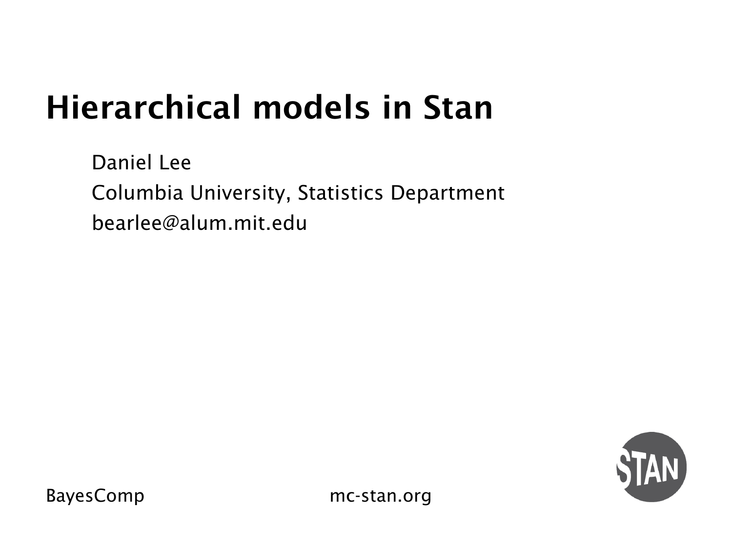# Hierarchical models in Stan

Daniel Lee

Columbia University, Statistics Department

bearlee@alum.mit.edu

BayesComp

mc-stan.org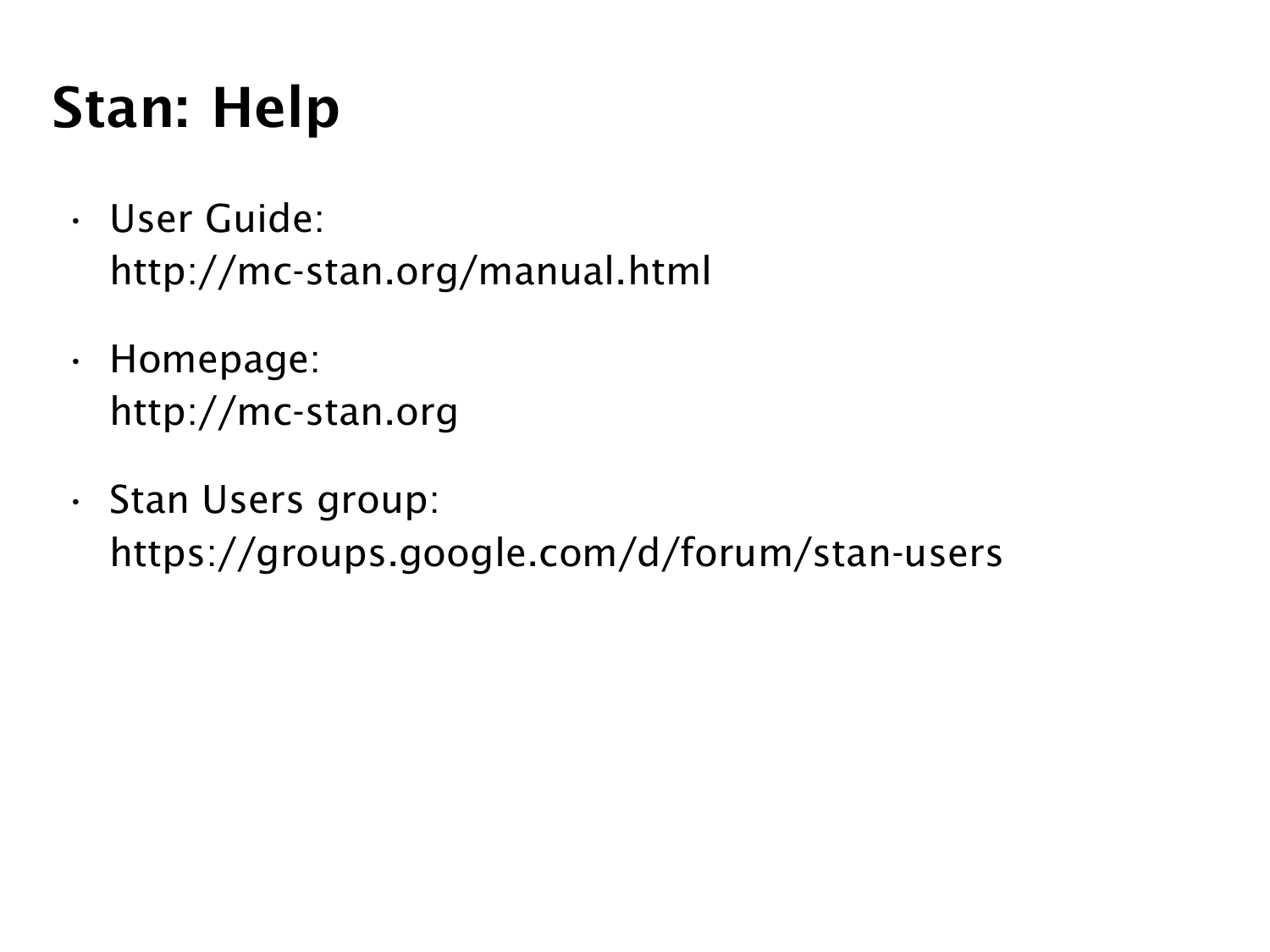# Stan: Help

- User Guide:
  http://mc-stan.org/manual.html

- Homepage:
  http://mc-stan.org

- Stan Users group:
  https://groups.google.com/d/forum/stan-users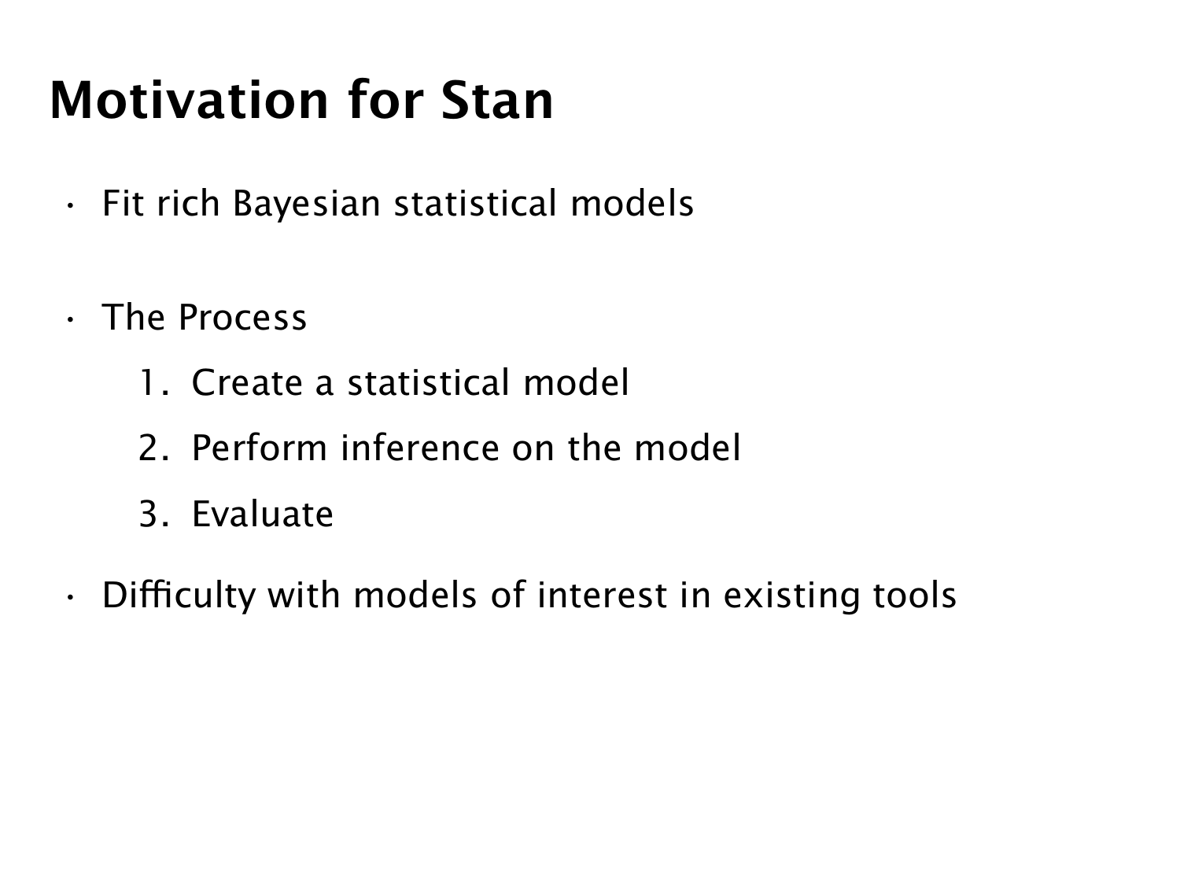# Motivation for Stan

- Fit rich Bayesian statistical models
- The Process
  1. Create a statistical model
  2. Perform inference on the model
  3. Evaluate
- Difficulty with models of interest in existing tools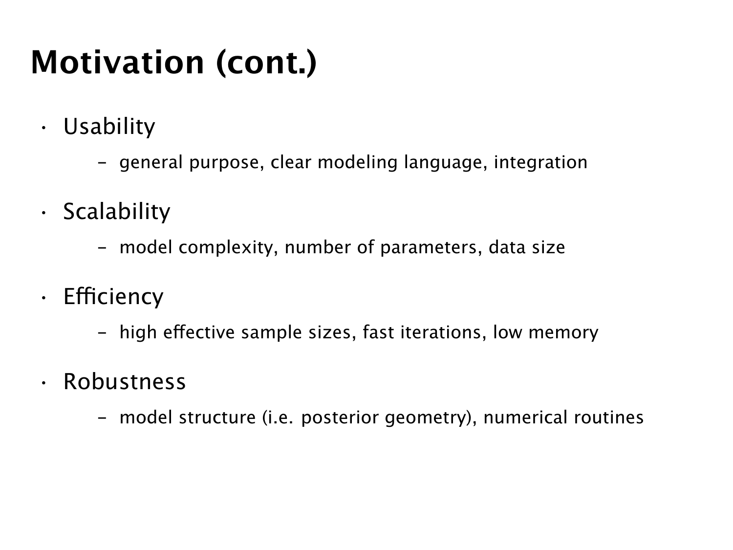# Motivation (cont.)

- Usability
  - general purpose, clear modeling language, integration
- Scalability
  - model complexity, number of parameters, data size
- Efficiency
  - high effective sample sizes, fast iterations, low memory
- Robustness
  - model structure (i.e. posterior geometry), numerical routines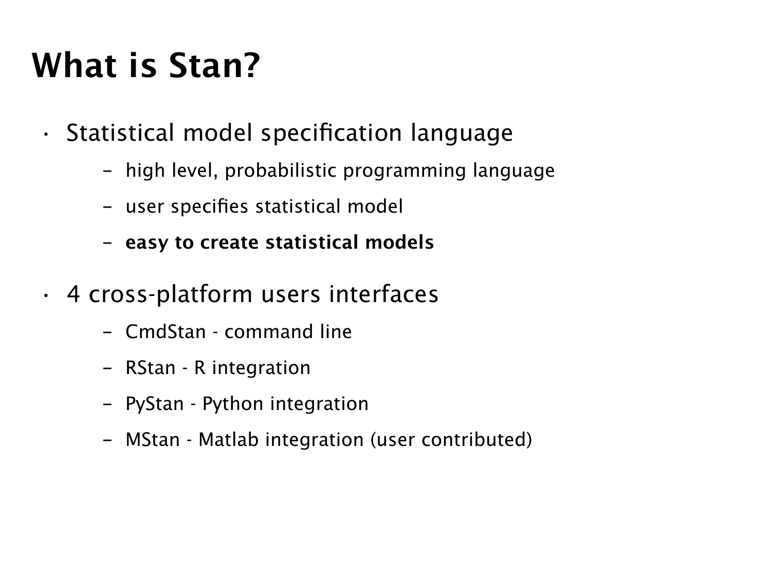# What is Stan?

- Statistical model specification language
  - high level, probabilistic programming language
  - user specifies statistical model
  - **easy to create statistical models**
- 4 cross-platform users interfaces
  - CmdStan - command line
  - RStan - R integration
  - PyStan - Python integration
  - MStan - Matlab integration (user contributed)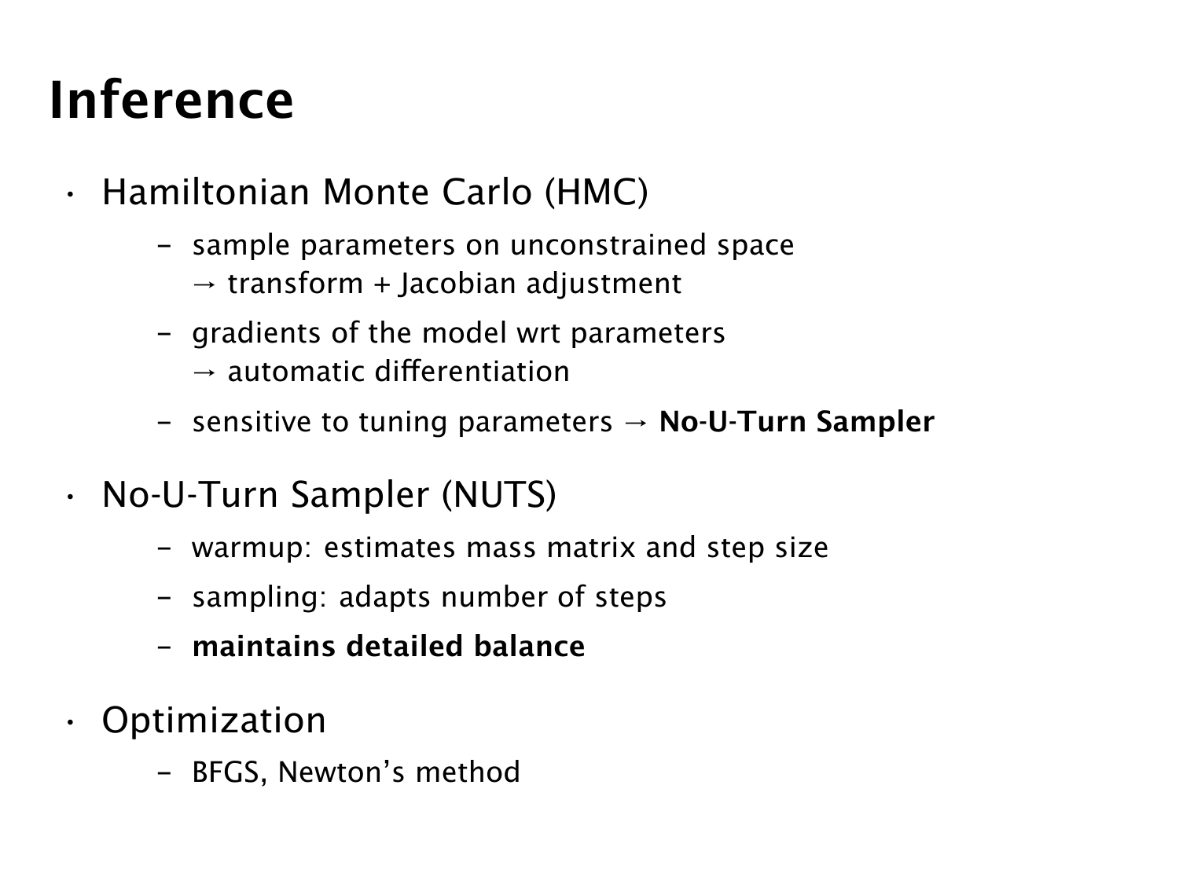# Inference

- Hamiltonian Monte Carlo (HMC)
  - sample parameters on unconstrained space
    → transform + Jacobian adjustment
  - gradients of the model wrt parameters
    → automatic differentiation
  - sensitive to tuning parameters → **No-U-Turn Sampler**
- No-U-Turn Sampler (NUTS)
  - warmup: estimates mass matrix and step size
  - sampling: adapts number of steps
  - **maintains detailed balance**
- Optimization
  - BFGS, Newton's method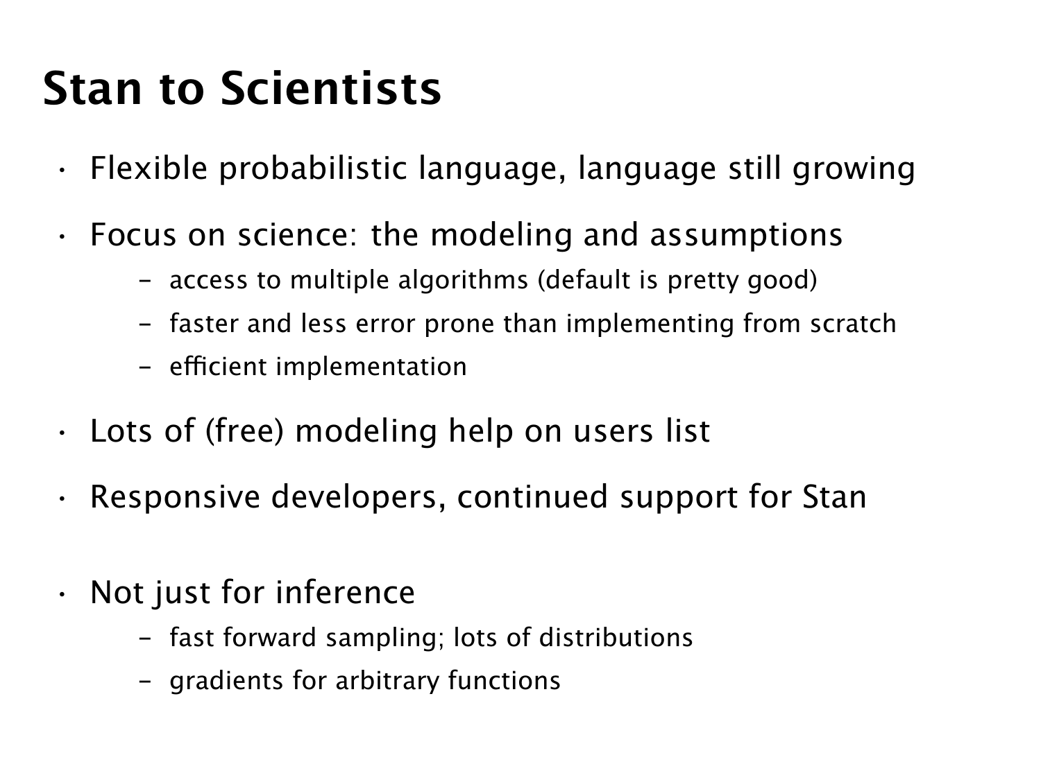# Stan to Scientists

- Flexible probabilistic language, language still growing
- Focus on science: the modeling and assumptions
  - access to multiple algorithms (default is pretty good)
  - faster and less error prone than implementing from scratch
  - efficient implementation
- Lots of (free) modeling help on users list
- Responsive developers, continued support for Stan
- Not just for inference
  - fast forward sampling; lots of distributions
  - gradients for arbitrary functions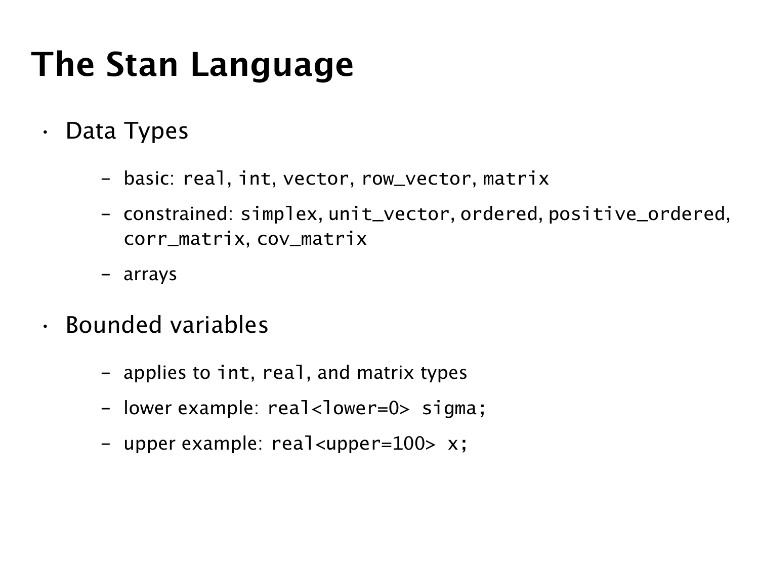# The Stan Language

- Data Types
  - basic: `real`, `int`, `vector`, `row_vector`, `matrix`
  - constrained: `simplex`, `unit_vector`, `ordered`, `positive_ordered`, `corr_matrix`, `cov_matrix`
  - arrays
- Bounded variables
  - applies to `int`, `real`, and matrix types
  - lower example: `real<lower=0> sigma;`
  - upper example: `real<upper=100> x;`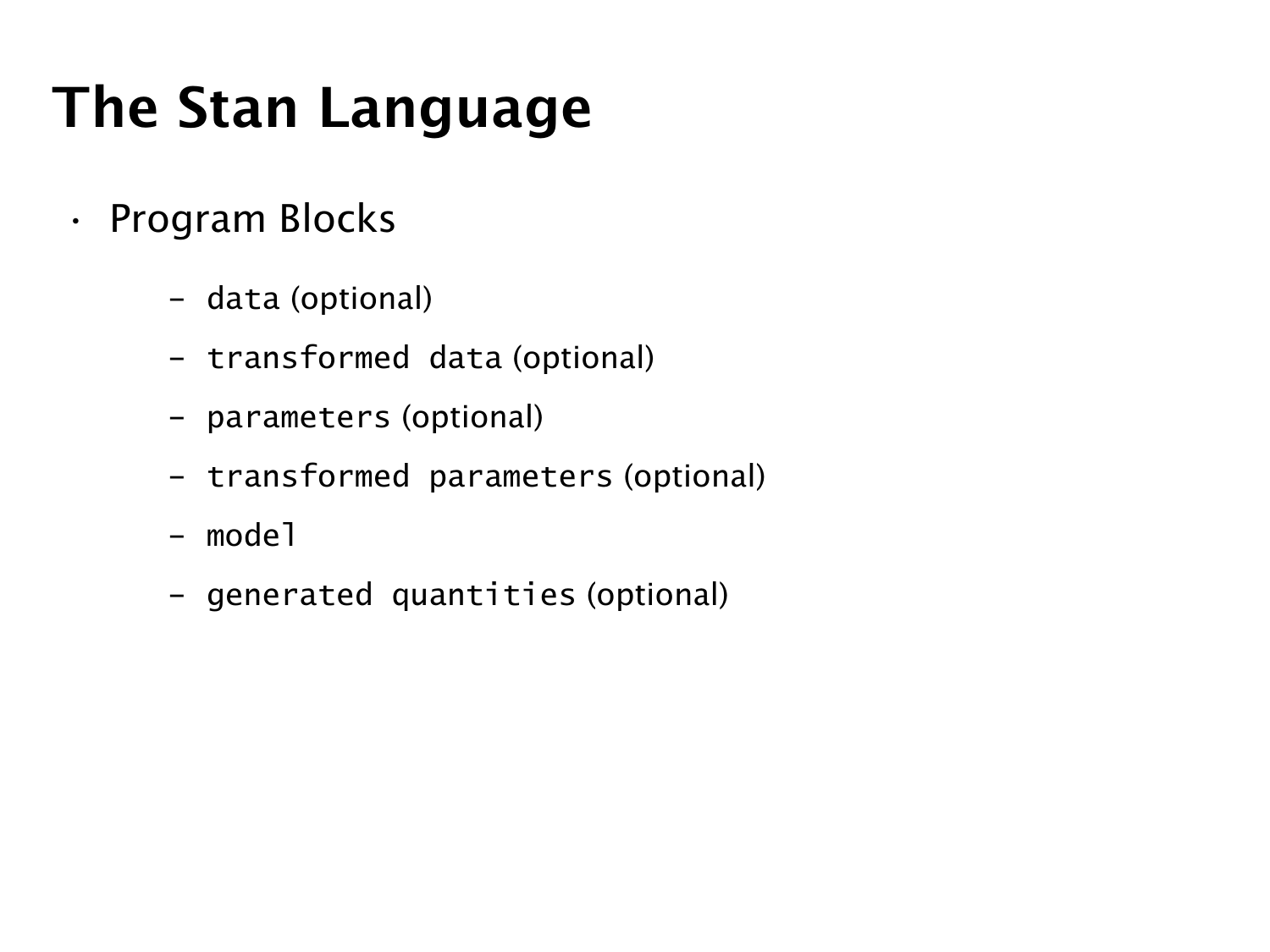# The Stan Language

- Program Blocks
  - `data` (optional)
  - `transformed data` (optional)
  - `parameters` (optional)
  - `transformed parameters` (optional)
  - `model`
  - `generated quantities` (optional)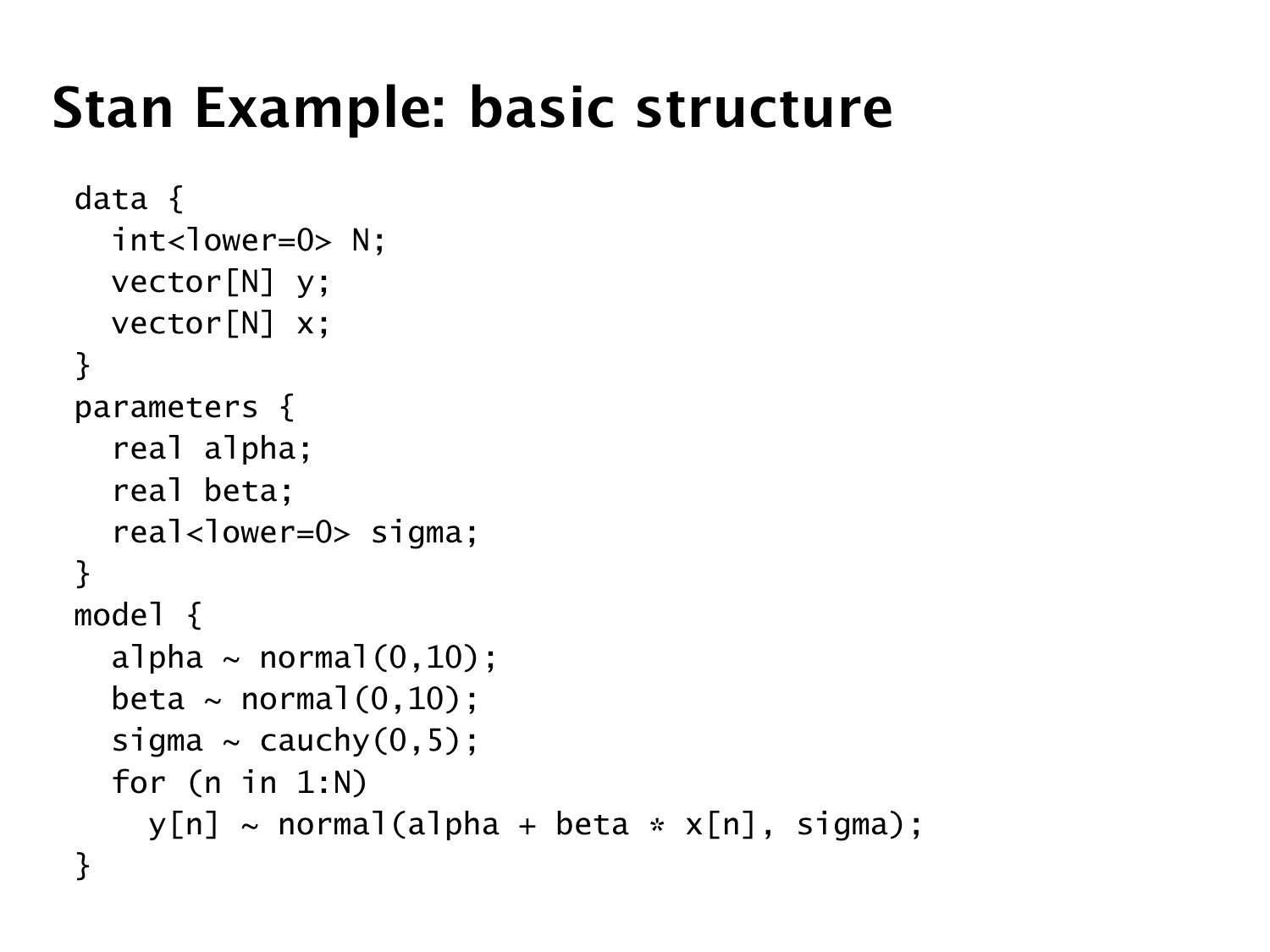# Stan Example: basic structure

```
data {
  int<lower=0> N;
  vector[N] y;
  vector[N] x;
}
parameters {
  real alpha;
  real beta;
  real<lower=0> sigma;
}
model {
  alpha ~ normal(0,10);
  beta ~ normal(0,10);
  sigma ~ cauchy(0,5);
  for (n in 1:N)
    y[n] ~ normal(alpha + beta * x[n], sigma);
}
```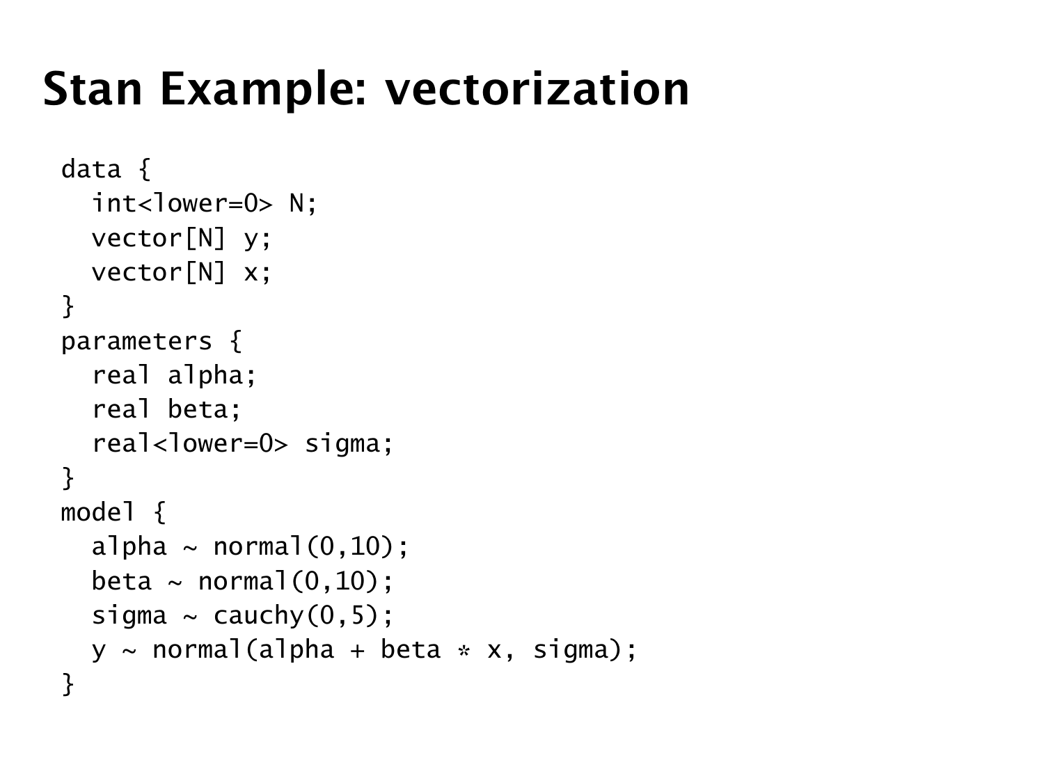# Stan Example: vectorization

```
data {
  int<lower=0> N;
  vector[N] y;
  vector[N] x;
}
parameters {
  real alpha;
  real beta;
  real<lower=0> sigma;
}
model {
  alpha ~ normal(0,10);
  beta ~ normal(0,10);
  sigma ~ cauchy(0,5);
  y ~ normal(alpha + beta * x, sigma);
}
```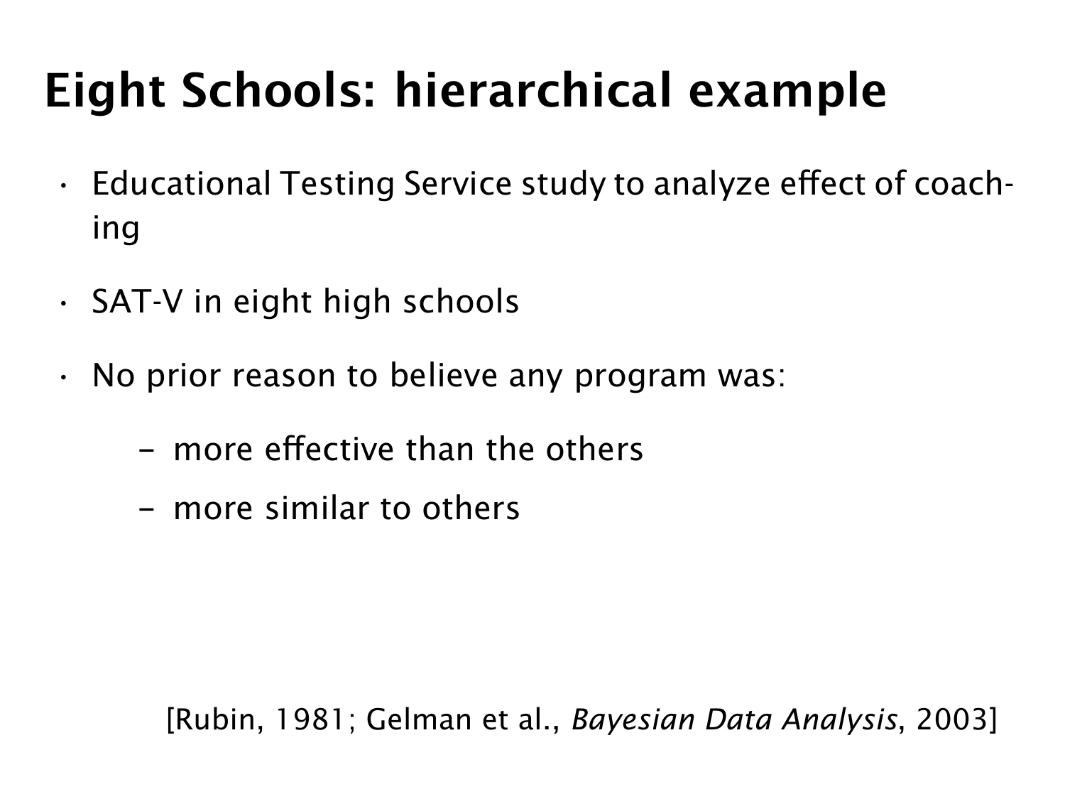# Eight Schools: hierarchical example

- Educational Testing Service study to analyze effect of coaching
- SAT-V in eight high schools
- No prior reason to believe any program was:
  - more effective than the others
  - more similar to others

[Rubin, 1981; Gelman et al., *Bayesian Data Analysis*, 2003]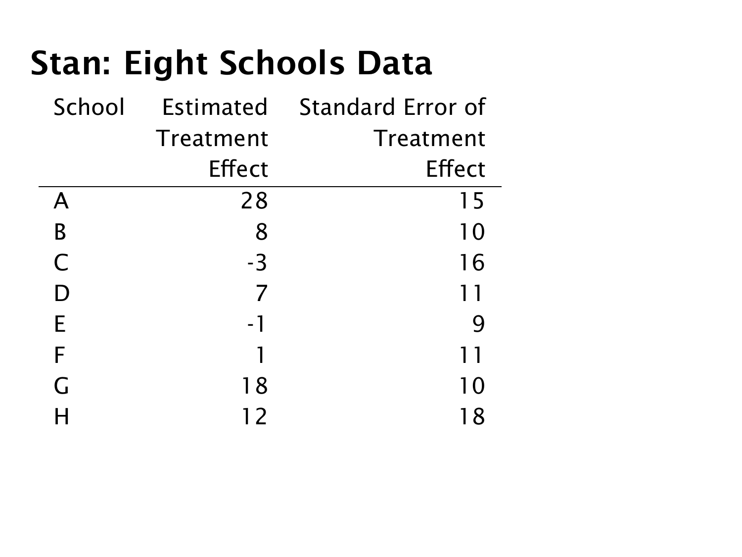# Stan: Eight Schools Data

| School | Estimated Treatment Effect | Standard Error of Treatment Effect |
|---|---|---|
| A | 28 | 15 |
| B | 8 | 10 |
| C | -3 | 16 |
| D | 7 | 11 |
| E | -1 | 9 |
| F | 1 | 11 |
| G | 18 | 10 |
| H | 12 | 18 |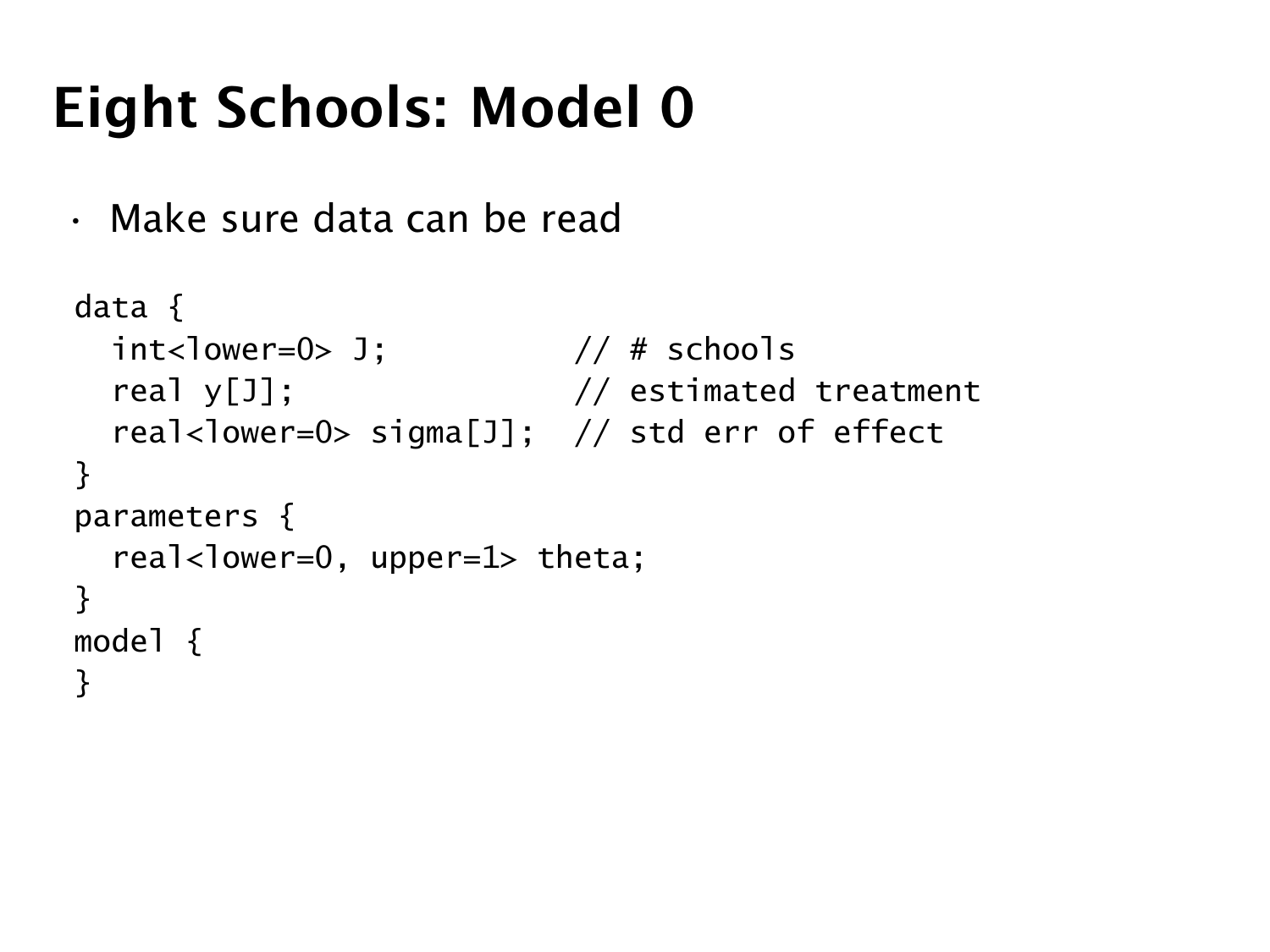# Eight Schools: Model 0

- Make sure data can be read

```
data {
  int<lower=0> J;          // # schools
  real y[J];               // estimated treatment
  real<lower=0> sigma[J];  // std err of effect
}
parameters {
  real<lower=0, upper=1> theta;
}
model {
}
```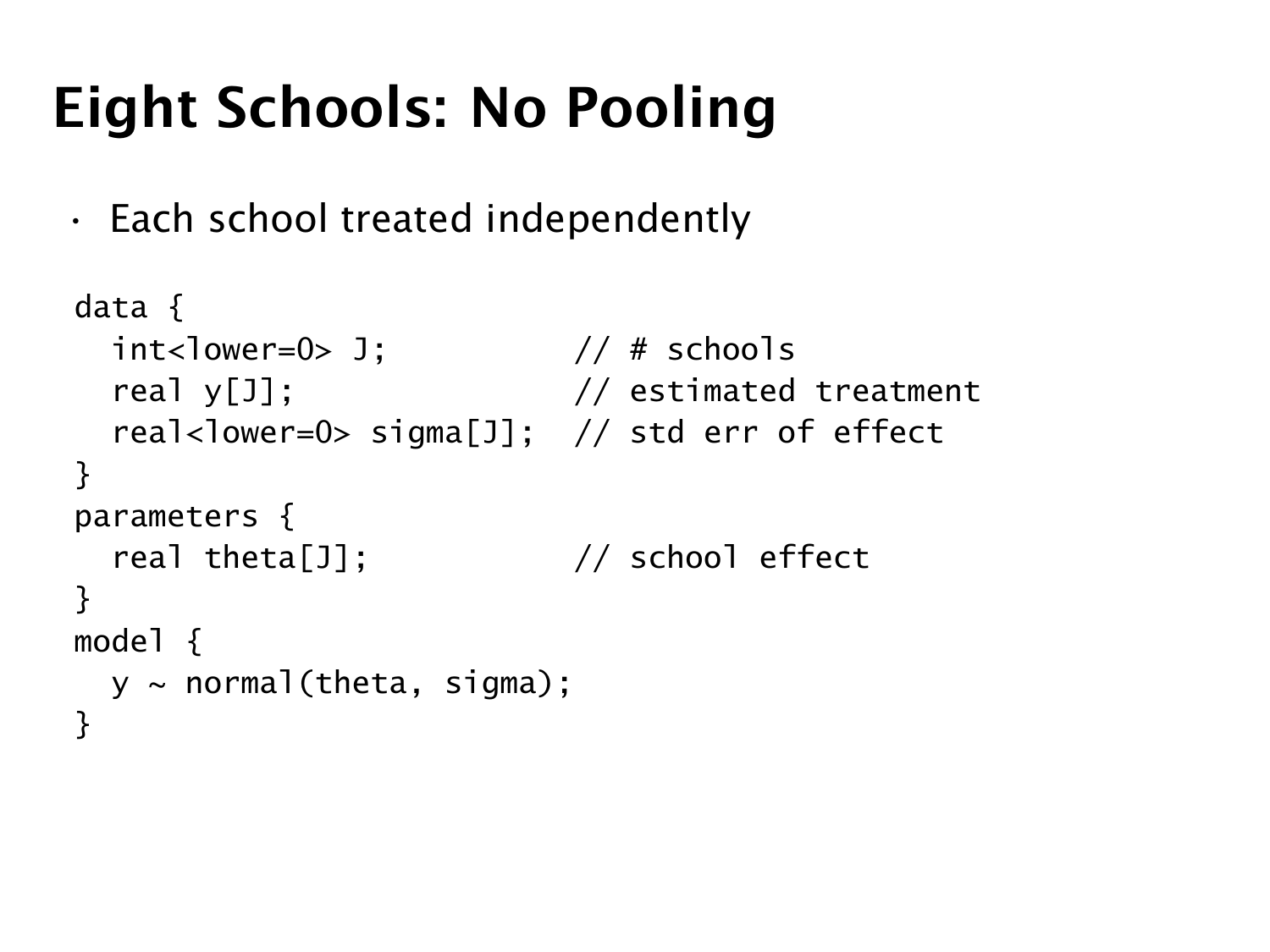# Eight Schools: No Pooling

- Each school treated independently

```
data {
  int<lower=0> J;           // # schools
  real y[J];                // estimated treatment
  real<lower=0> sigma[J];   // std err of effect
}
parameters {
  real theta[J];            // school effect
}
model {
  y ~ normal(theta, sigma);
}
```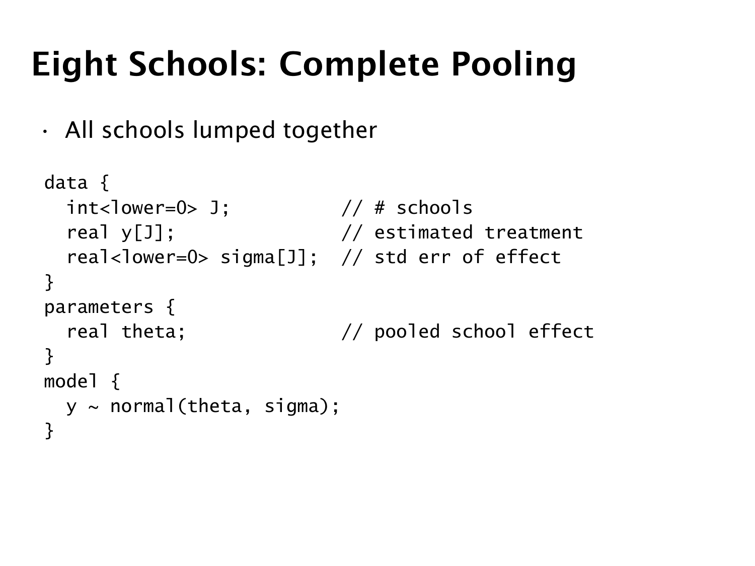# Eight Schools: Complete Pooling

- All schools lumped together

```
data {
  int<lower=0> J;          // # schools
  real y[J];               // estimated treatment
  real<lower=0> sigma[J];  // std err of effect
}
parameters {
  real theta;              // pooled school effect
}
model {
  y ~ normal(theta, sigma);
}
```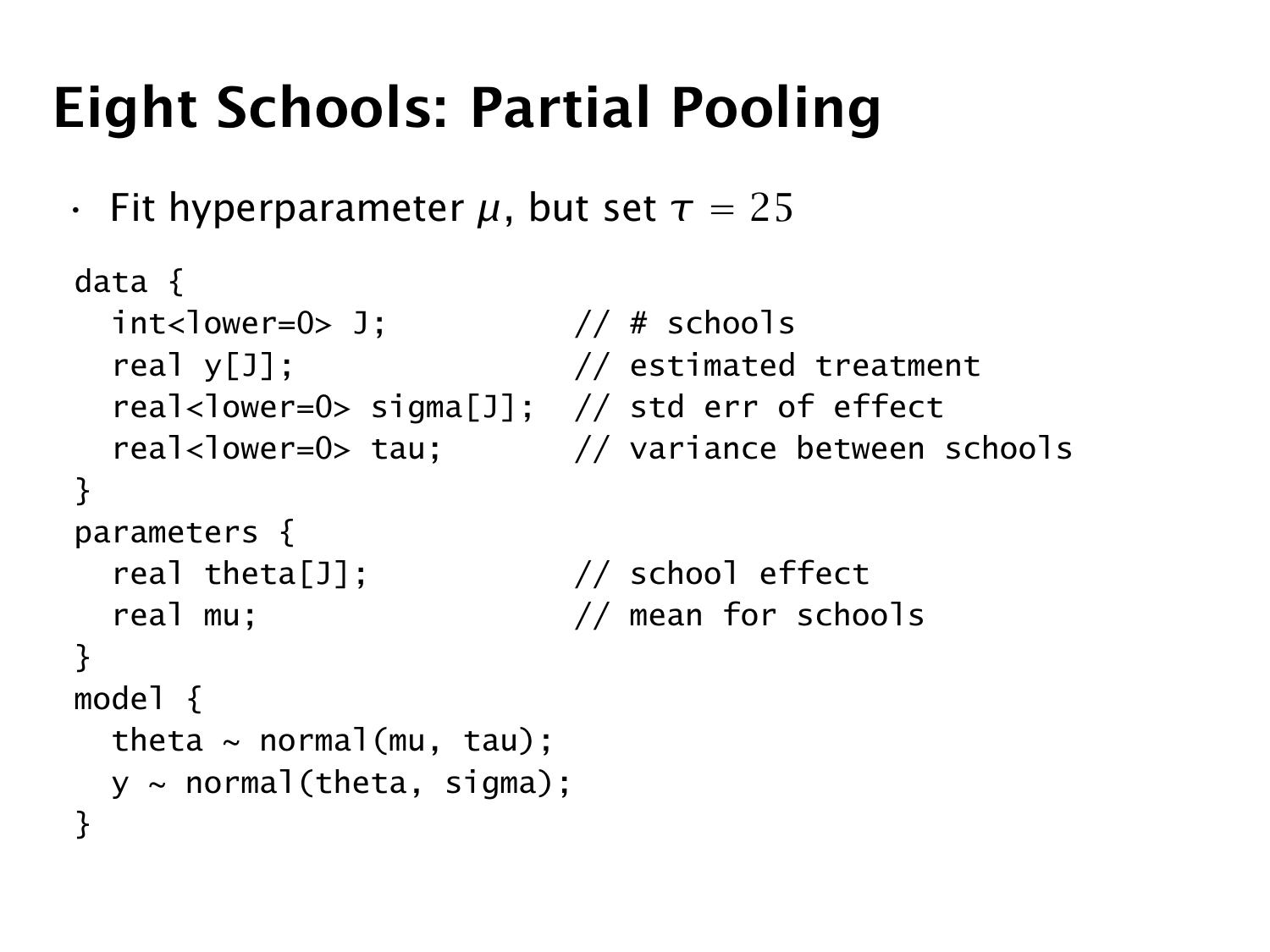# Eight Schools: Partial Pooling

- Fit hyperparameter $\mu$, but set $\tau = 25$

```
data {
  int<lower=0> J;           // # schools
  real y[J];                // estimated treatment
  real<lower=0> sigma[J];   // std err of effect
  real<lower=0> tau;        // variance between schools
}
parameters {
  real theta[J];            // school effect
  real mu;                  // mean for schools
}
model {
  theta ~ normal(mu, tau);
  y ~ normal(theta, sigma);
}
```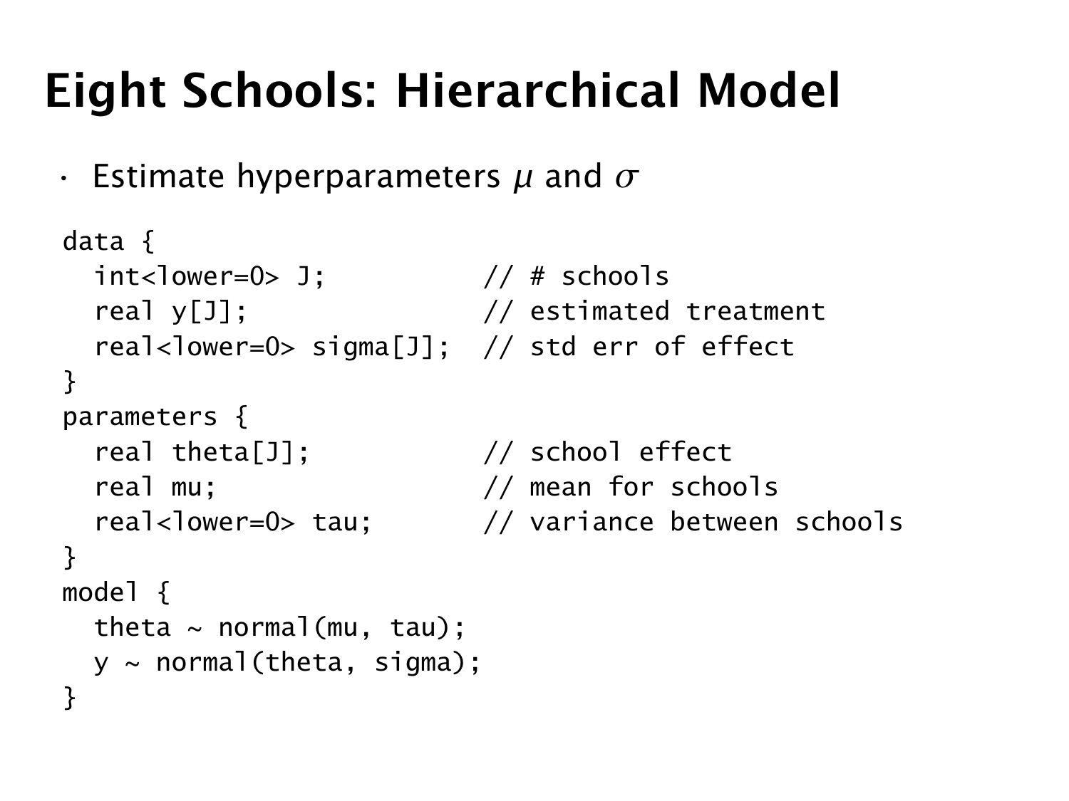# Eight Schools: Hierarchical Model

- Estimate hyperparameters $\mu$ and $\sigma$

```
data {
  int<lower=0> J;          // # schools
  real y[J];               // estimated treatment
  real<lower=0> sigma[J];  // std err of effect
}
parameters {
  real theta[J];           // school effect
  real mu;                 // mean for schools
  real<lower=0> tau;       // variance between schools
}
model {
  theta ~ normal(mu, tau);
  y ~ normal(theta, sigma);
}
```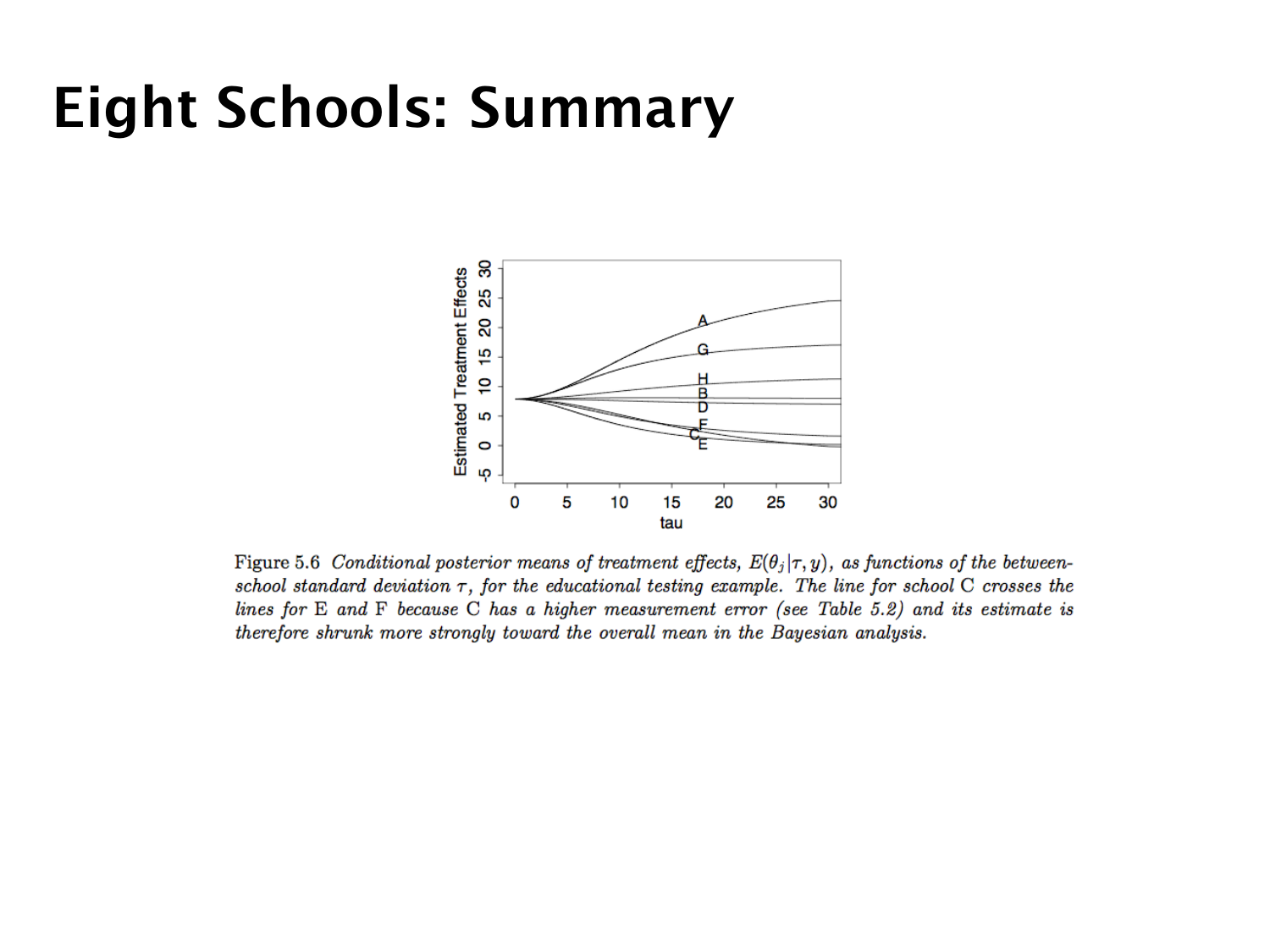# Eight Schools: Summary

Figure 5.6 *Conditional posterior means of treatment effects, $E(\theta_j|\tau, y)$, as functions of the between-school standard deviation $\tau$, for the educational testing example. The line for school C crosses the lines for E and F because C has a higher measurement error (see Table 5.2) and its estimate is therefore shrunk more strongly toward the overall mean in the Bayesian analysis.*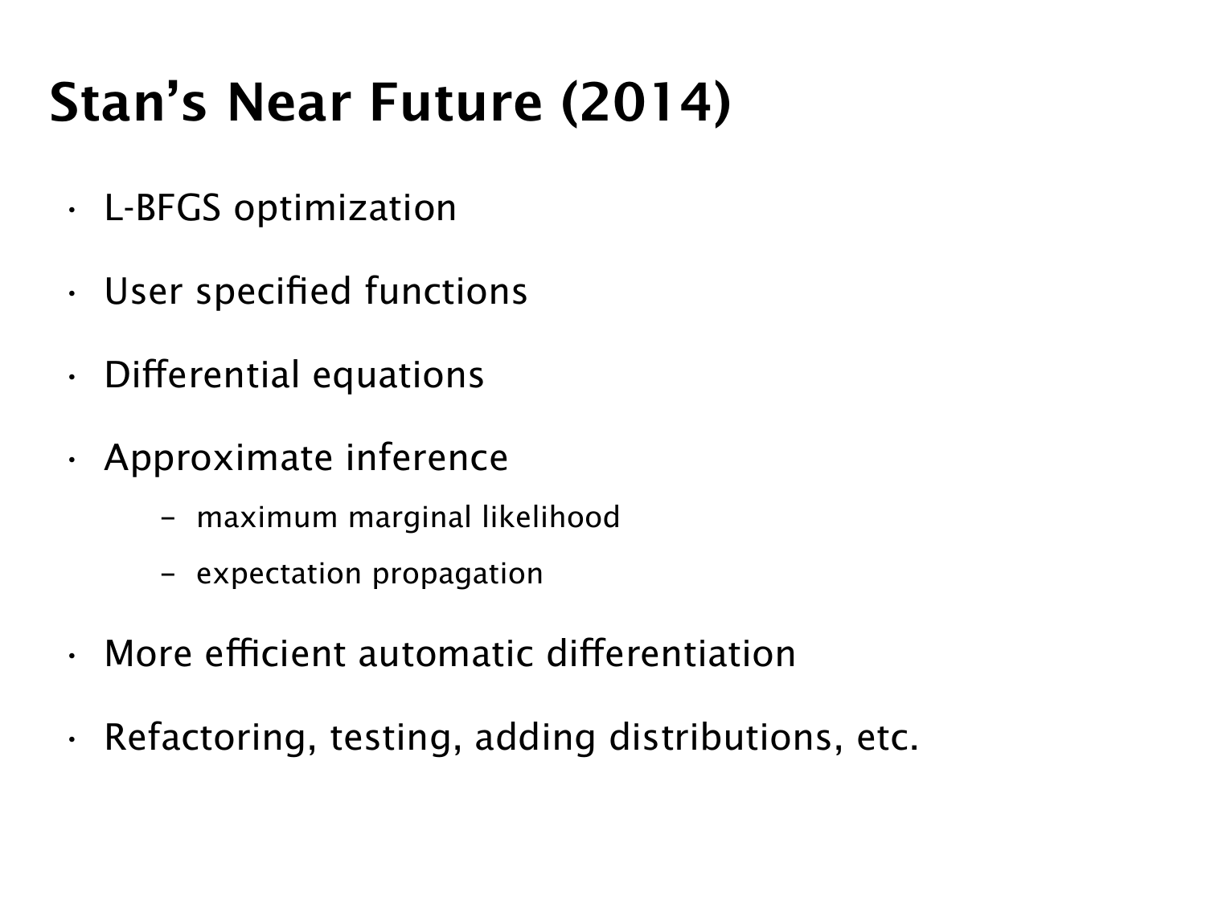# Stan's Near Future (2014)

- L-BFGS optimization
- User specified functions
- Differential equations
- Approximate inference
  - maximum marginal likelihood
  - expectation propagation
- More efficient automatic differentiation
- Refactoring, testing, adding distributions, etc.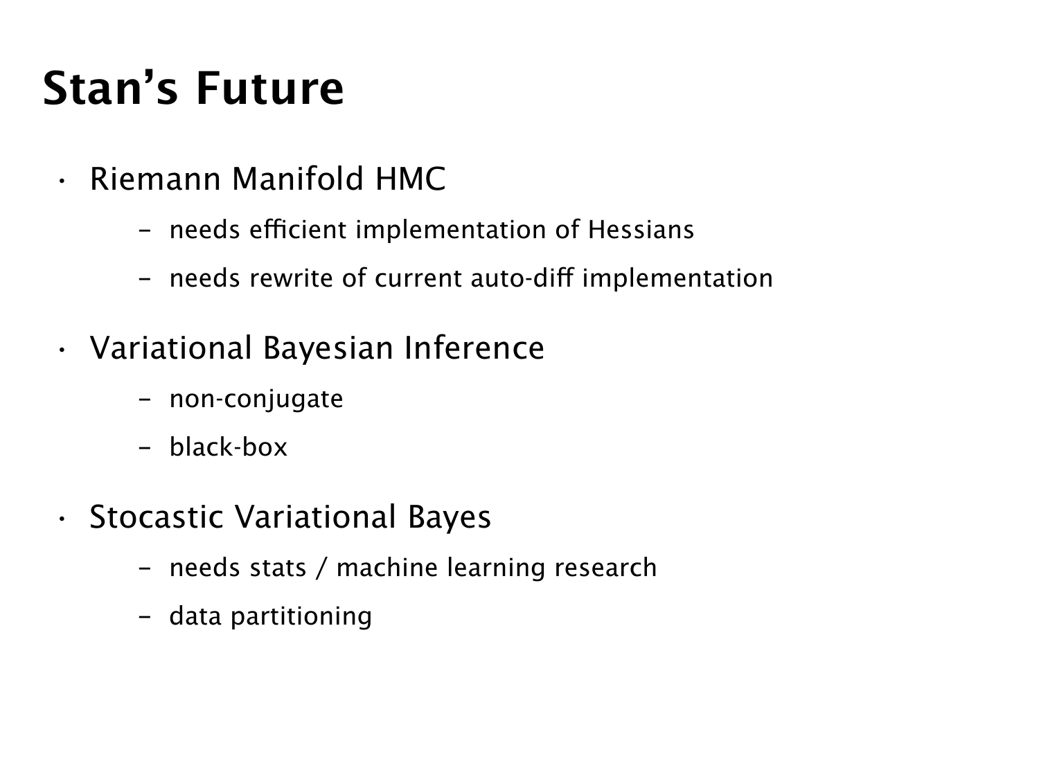# Stan's Future

- Riemann Manifold HMC
  - needs efficient implementation of Hessians
  - needs rewrite of current auto-diff implementation
- Variational Bayesian Inference
  - non-conjugate
  - black-box
- Stocastic Variational Bayes
  - needs stats / machine learning research
  - data partitioning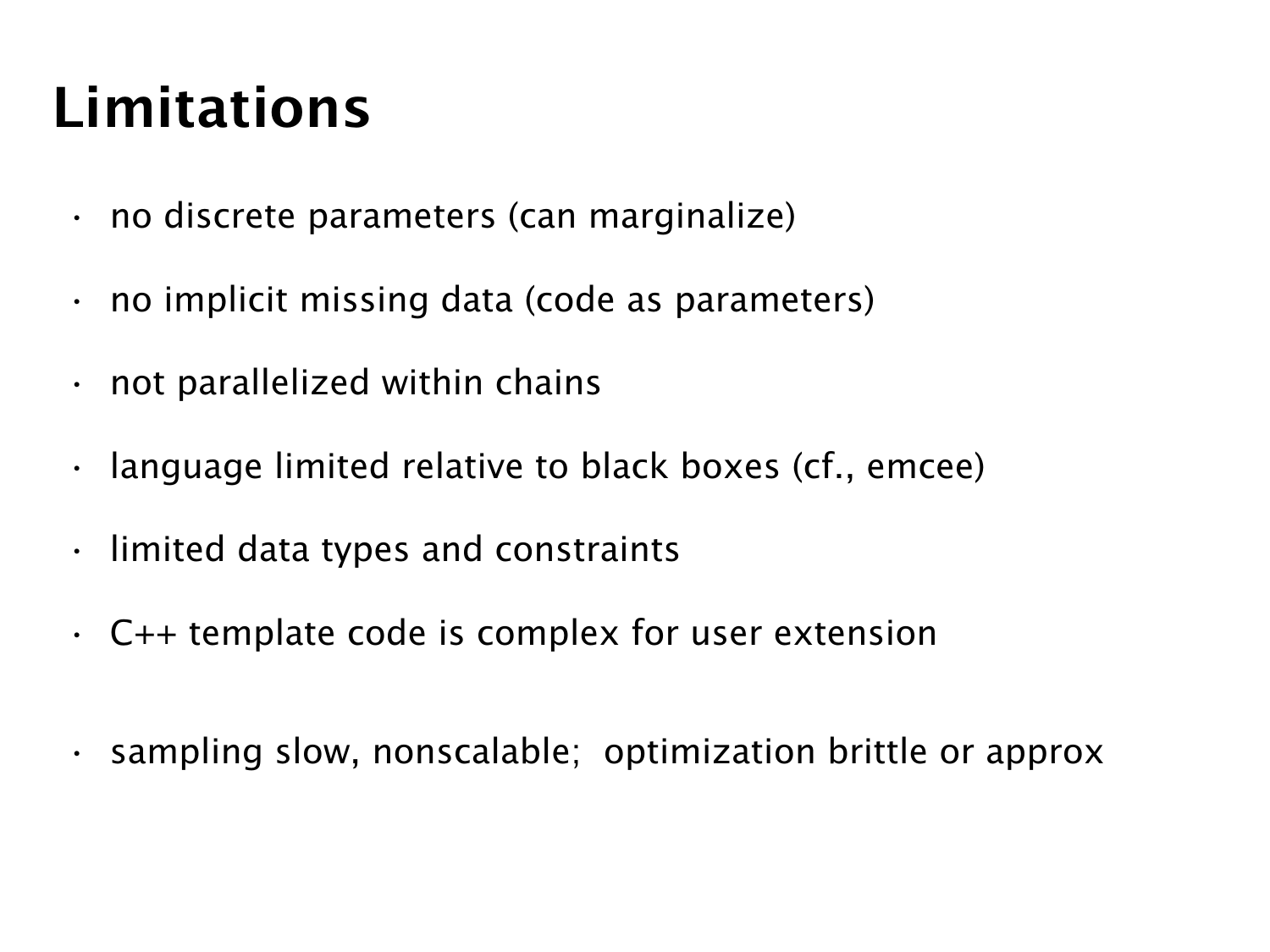# Limitations

- no discrete parameters (can marginalize)
- no implicit missing data (code as parameters)
- not parallelized within chains
- language limited relative to black boxes (cf., emcee)
- limited data types and constraints
- C++ template code is complex for user extension
- sampling slow, nonscalable; optimization brittle or approx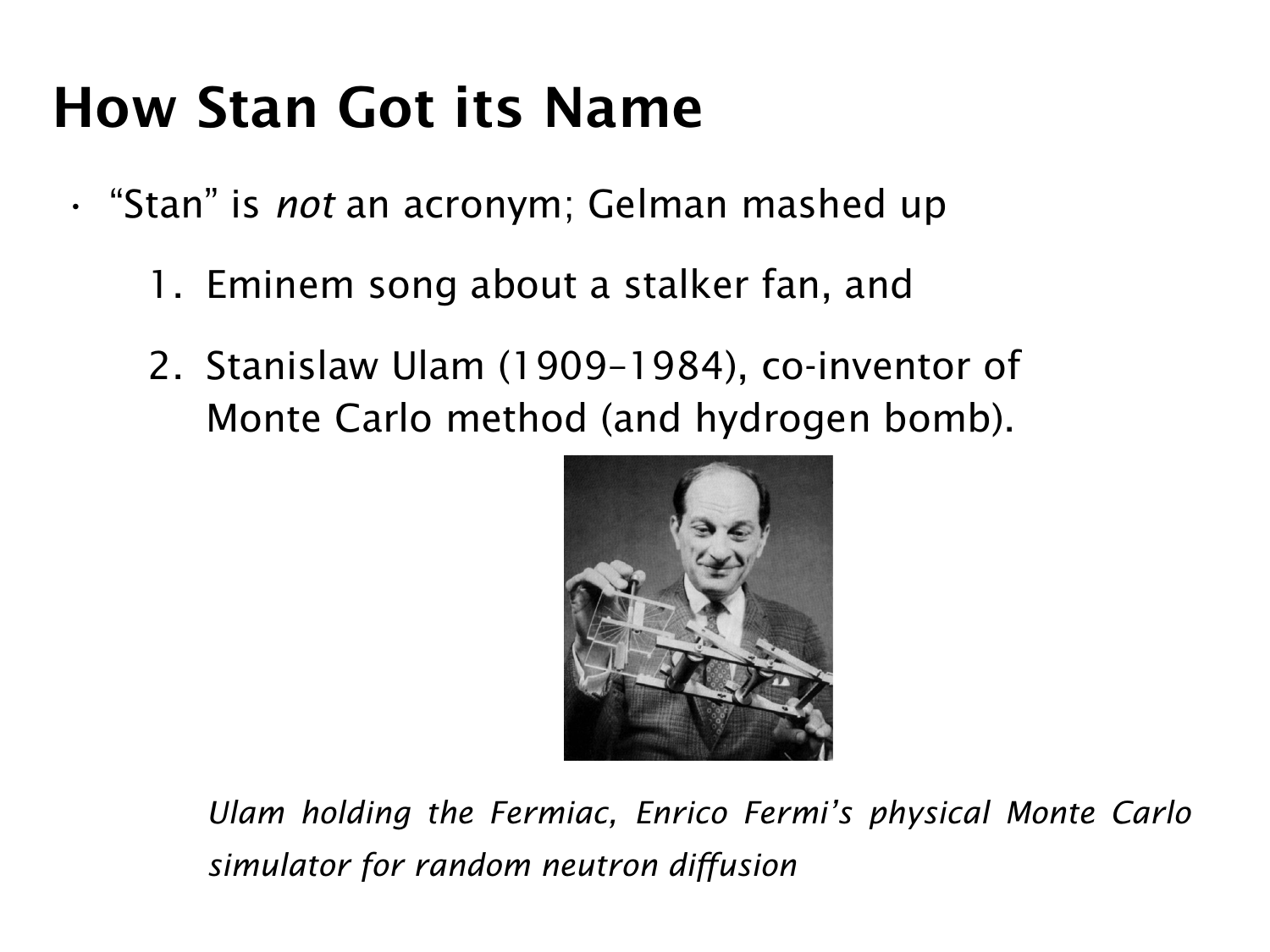# How Stan Got its Name

- "Stan" is *not* an acronym; Gelman mashed up
  1. Eminem song about a stalker fan, and
  2. Stanislaw Ulam (1909–1984), co-inventor of Monte Carlo method (and hydrogen bomb).

*Ulam holding the Fermiac, Enrico Fermi's physical Monte Carlo simulator for random neutron diffusion*